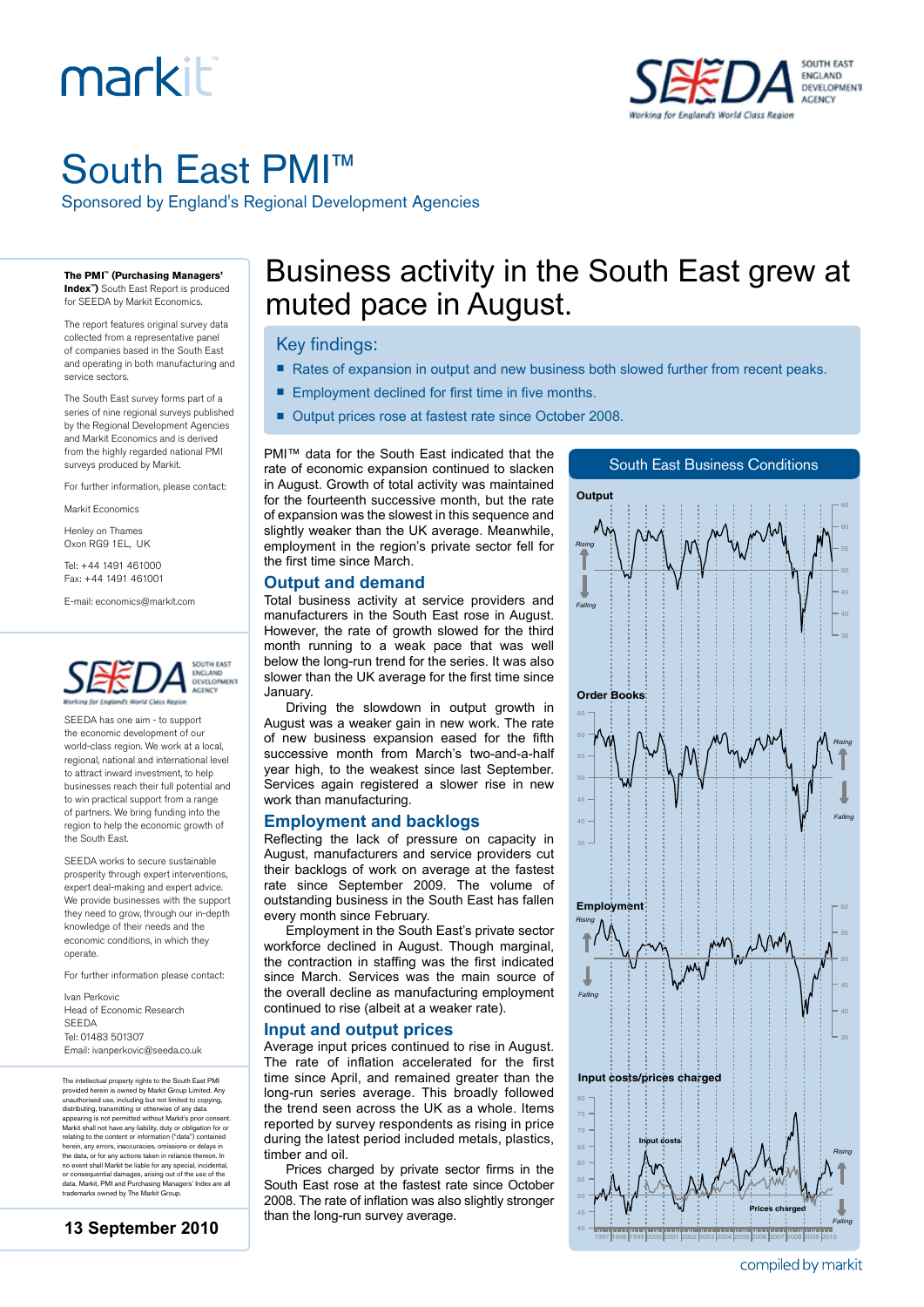markit

SEEDA — South East England Development Agency — Working for England's World Class Region

# South East PMI™

Sponsored by England's Regional Development Agencies

# Business activity in the South East grew at muted pace in August.

## Key findings:

- Rates of expansion in output and new business both slowed further from recent peaks.
- Employment declined for first time in five months.
- Output prices rose at fastest rate since October 2008.

PMI™ data for the South East indicated that the rate of economic expansion continued to slacken in August. Growth of total activity was maintained for the fourteenth successive month, but the rate of expansion was the slowest in this sequence and slightly weaker than the UK average. Meanwhile, employment in the region's private sector fell for the first time since March.

## Output and demand

Total business activity at service providers and manufacturers in the South East rose in August. However, the rate of growth slowed for the third month running to a weak pace that was well below the long-run trend for the series. It was also slower than the UK average for the first time since January.

Driving the slowdown in output growth in August was a weaker gain in new work. The rate of new business expansion eased for the fifth successive month from March's two-and-a-half year high, to the weakest since last September. Services again registered a slower rise in new work than manufacturing.

## Employment and backlogs

Reflecting the lack of pressure on capacity in August, manufacturers and service providers cut their backlogs of work on average at the fastest rate since September 2009. The volume of outstanding business in the South East has fallen every month since February.

Employment in the South East's private sector workforce declined in August. Though marginal, the contraction in staffing was the first indicated since March. Services was the main source of the overall decline as manufacturing employment continued to rise (albeit at a weaker rate).

## Input and output prices

Average input prices continued to rise in August. The rate of inflation accelerated for the first time since April, and remained greater than the long-run series average. This broadly followed the trend seen across the UK as a whole. Items reported by survey respondents as rising in price during the latest period included metals, plastics, timber and oil.

Prices charged by private sector firms in the South East rose at the fastest rate since October 2008. The rate of inflation was also slightly stronger than the long-run survey average.

**South East Business Conditions**

Charts (1997–2010): Output; Order Books; Employment; Input costs/prices charged (Rising/Falling, 50 = no change).

---

**The PMI™ (Purchasing Managers' Index™)** South East Report is produced for SEEDA by Markit Economics.

The report features original survey data collected from a representative panel of companies based in the South East and operating in both manufacturing and service sectors.

The South East survey forms part of a series of nine regional surveys published by the Regional Development Agencies and Markit Economics and is derived from the highly regarded national PMI surveys produced by Markit.

For further information, please contact:

Markit Economics

Henley on Thames
Oxon RG9 1EL, UK

Tel: +44 1491 461000
Fax: +44 1491 461001

E-mail: economics@markit.com

SEEDA has one aim - to support the economic development of our world-class region. We work at a local, regional, national and international level to attract inward investment, to help businesses reach their full potential and to win practical support from a range of partners. We bring funding into the region to help the economic growth of the South East.

SEEDA works to secure sustainable prosperity through expert interventions, expert deal-making and expert advice. We provide businesses with the support they need to grow, through our in-depth knowledge of their needs and the economic conditions, in which they operate.

For further information please contact:

Ivan Perkovic
Head of Economic Research
SEEDA
Tel: 01483 501307
Email: ivanperkovic@seeda.co.uk

The intellectual property rights to the South East PMI provided herein is owned by Markit Group Limited. Any unauthorised use, including but not limited to copying, distributing, transmitting or otherwise of any data appearing is not permitted without Markit's prior consent. Markit shall not have any liability, duty or obligation for or relating to the content or information ("data") contained herein, any errors, inaccuracies, omissions or delays in the data, or for any actions taken in reliance thereon. In no event shall Markit be liable for any special, incidental, or consequential damages, arising out of the use of the data. Markit, PMI and Purchasing Managers' Index are all trademarks owned by The Markit Group.

**13 September 2010**

compiled by markit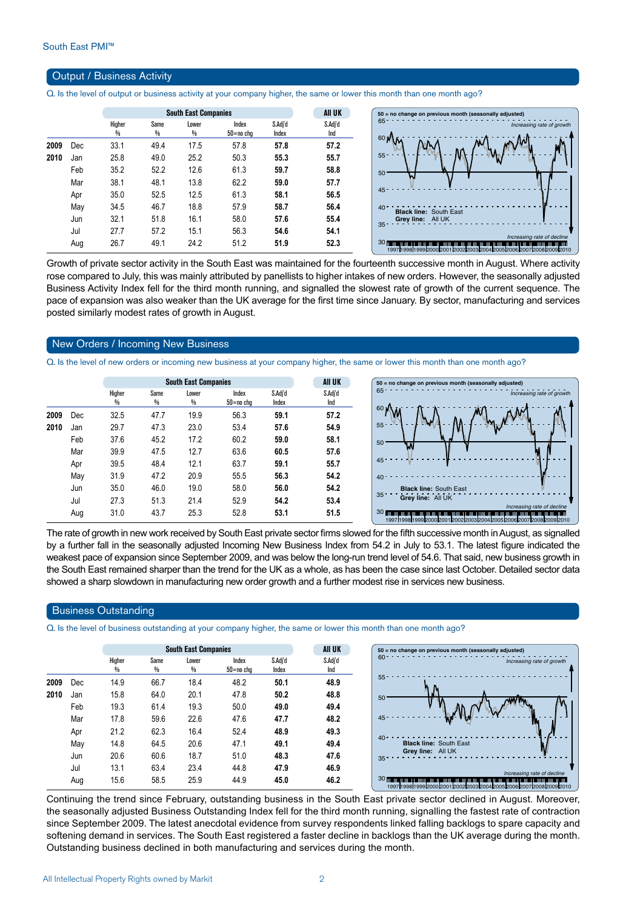South East PMI™

## Output / Business Activity

Q. Is the level of output or business activity at your company higher, the same or lower this month than one month ago?

| | | South East Companies | | | | | All UK |
|---|---|---|---|---|---|---|---|
| | | Higher % | Same % | Lower % | Index 50=no chg | S.Adj'd Index | S.Adj'd Ind |
| 2009 | Dec | 33.1 | 49.4 | 17.5 | 57.8 | **57.8** | **57.2** |
| 2010 | Jan | 25.8 | 49.0 | 25.2 | 50.3 | **55.3** | **55.7** |
| | Feb | 35.2 | 52.2 | 12.6 | 61.3 | **59.7** | **58.8** |
| | Mar | 38.1 | 48.1 | 13.8 | 62.2 | **59.0** | **57.7** |
| | Apr | 35.0 | 52.5 | 12.5 | 61.3 | **58.1** | **56.5** |
| | May | 34.5 | 46.7 | 18.8 | 57.9 | **58.7** | **56.4** |
| | Jun | 32.1 | 51.8 | 16.1 | 58.0 | **57.6** | **55.4** |
| | Jul | 27.7 | 57.2 | 15.1 | 56.3 | **54.6** | **54.1** |
| | Aug | 26.7 | 49.1 | 24.2 | 51.2 | **51.9** | **52.3** |

50 = no change on previous month (seasonally adjusted)
Increasing rate of growth
Black line: South East
Grey line: All UK
Increasing rate of decline

Growth of private sector activity in the South East was maintained for the fourteenth successive month in August. Where activity rose compared to July, this was mainly attributed by panellists to higher intakes of new orders. However, the seasonally adjusted Business Activity Index fell for the third month running, and signalled the slowest rate of growth of the current sequence. The pace of expansion was also weaker than the UK average for the first time since January. By sector, manufacturing and services posted similarly modest rates of growth in August.

## New Orders / Incoming New Business

Q. Is the level of new orders or incoming new business at your company higher, the same or lower this month than one month ago?

| | | South East Companies | | | | | All UK |
|---|---|---|---|---|---|---|---|
| | | Higher % | Same % | Lower % | Index 50=no chg | S.Adj'd Index | S.Adj'd Ind |
| 2009 | Dec | 32.5 | 47.7 | 19.9 | 56.3 | **59.1** | **57.2** |
| 2010 | Jan | 29.7 | 47.3 | 23.0 | 53.4 | **57.6** | **54.9** |
| | Feb | 37.6 | 45.2 | 17.2 | 60.2 | **59.0** | **58.1** |
| | Mar | 39.9 | 47.5 | 12.7 | 63.6 | **60.5** | **57.6** |
| | Apr | 39.5 | 48.4 | 12.1 | 63.7 | **59.1** | **55.7** |
| | May | 31.9 | 47.2 | 20.9 | 55.5 | **56.3** | **54.2** |
| | Jun | 35.0 | 46.0 | 19.0 | 58.0 | **56.0** | **54.2** |
| | Jul | 27.3 | 51.3 | 21.4 | 52.9 | **54.2** | **53.4** |
| | Aug | 31.0 | 43.7 | 25.3 | 52.8 | **53.1** | **51.5** |

50 = no change on previous month (seasonally adjusted)
Increasing rate of growth
Black line: South East
Grey line: All UK
Increasing rate of decline

The rate of growth in new work received by South East private sector firms slowed for the fifth successive month in August, as signalled by a further fall in the seasonally adjusted Incoming New Business Index from 54.2 in July to 53.1. The latest figure indicated the weakest pace of expansion since September 2009, and was below the long-run trend level of 54.6. That said, new business growth in the South East remained sharper than the trend for the UK as a whole, as has been the case since last October. Detailed sector data showed a sharp slowdown in manufacturing new order growth and a further modest rise in services new business.

## Business Outstanding

Q. Is the level of business outstanding at your company higher, the same or lower this month than one month ago?

| | | South East Companies | | | | | All UK |
|---|---|---|---|---|---|---|---|
| | | Higher % | Same % | Lower % | Index 50=no chg | S.Adj'd Index | S.Adj'd Ind |
| 2009 | Dec | 14.9 | 66.7 | 18.4 | 48.2 | **50.1** | **48.9** |
| 2010 | Jan | 15.8 | 64.0 | 20.1 | 47.8 | **50.2** | **48.8** |
| | Feb | 19.3 | 61.4 | 19.3 | 50.0 | **49.0** | **49.4** |
| | Mar | 17.8 | 59.6 | 22.6 | 47.6 | **47.7** | **48.2** |
| | Apr | 21.2 | 62.3 | 16.4 | 52.4 | **48.9** | **49.3** |
| | May | 14.8 | 64.5 | 20.6 | 47.1 | **49.1** | **49.4** |
| | Jun | 20.6 | 60.6 | 18.7 | 51.0 | **48.3** | **47.6** |
| | Jul | 13.1 | 63.4 | 23.4 | 44.8 | **47.9** | **46.9** |
| | Aug | 15.6 | 58.5 | 25.9 | 44.9 | **45.0** | **46.2** |

50 = no change on previous month (seasonally adjusted)
Increasing rate of growth
Black line: South East
Grey line: All UK
Increasing rate of decline

Continuing the trend since February, outstanding business in the South East private sector declined in August. Moreover, the seasonally adjusted Business Outstanding Index fell for the third month running, signalling the fastest rate of contraction since September 2009. The latest anecdotal evidence from survey respondents linked falling backlogs to spare capacity and softening demand in services. The South East registered a faster decline in backlogs than the UK average during the month. Outstanding business declined in both manufacturing and services during the month.

All Intellectual Property Rights owned by Markit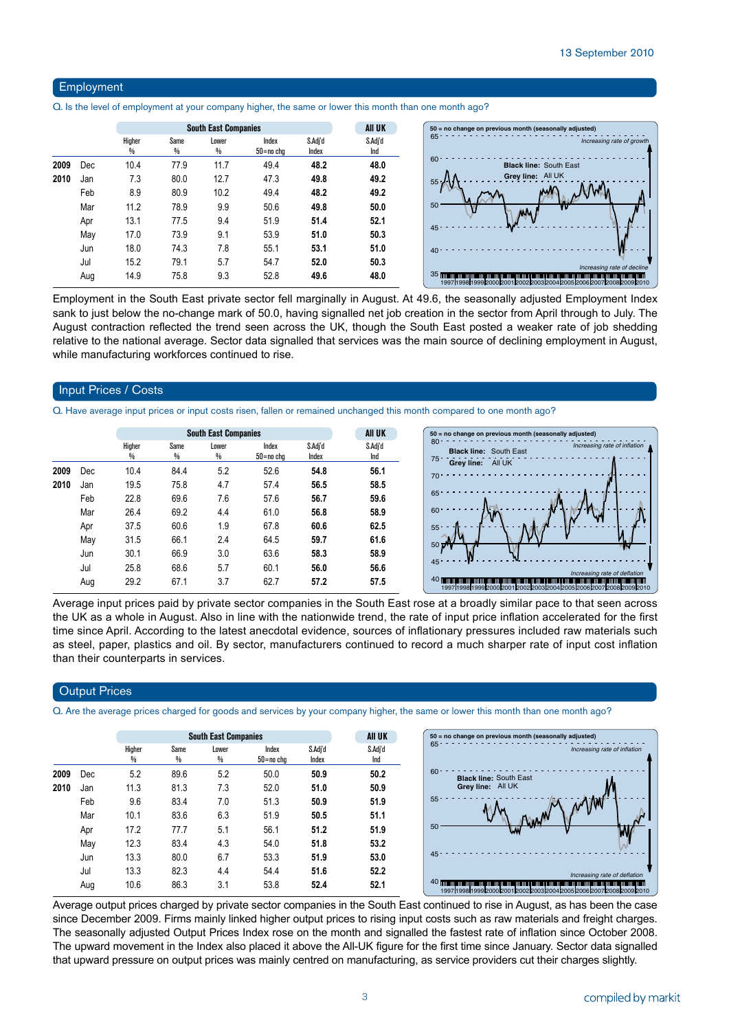13 September 2010

## Employment

Q. Is the level of employment at your company higher, the same or lower this month than one month ago?

| | | South East Companies | | | | | All UK |
|---|---|---|---|---|---|---|---|
| | | Higher % | Same % | Lower % | Index 50=no chg | S.Adj'd Index | S.Adj'd Ind |
| 2009 | Dec | 10.4 | 77.9 | 11.7 | 49.4 | **48.2** | **48.0** |
| 2010 | Jan | 7.3 | 80.0 | 12.7 | 47.3 | **49.8** | **49.2** |
| | Feb | 8.9 | 80.9 | 10.2 | 49.4 | **48.2** | **49.2** |
| | Mar | 11.2 | 78.9 | 9.9 | 50.6 | **49.8** | **50.0** |
| | Apr | 13.1 | 77.5 | 9.4 | 51.9 | **51.4** | **52.1** |
| | May | 17.0 | 73.9 | 9.1 | 53.9 | **51.0** | **50.3** |
| | Jun | 18.0 | 74.3 | 7.8 | 55.1 | **53.1** | **51.0** |
| | Jul | 15.2 | 79.1 | 5.7 | 54.7 | **52.0** | **50.3** |
| | Aug | 14.9 | 75.8 | 9.3 | 52.8 | **49.6** | **48.0** |

Employment in the South East private sector fell marginally in August. At 49.6, the seasonally adjusted Employment Index sank to just below the no-change mark of 50.0, having signalled net job creation in the sector from April through to July. The August contraction reflected the trend seen across the UK, though the South East posted a weaker rate of job shedding relative to the national average. Sector data signalled that services was the main source of declining employment in August, while manufacturing workforces continued to rise.

## Input Prices / Costs

Q. Have average input prices or input costs risen, fallen or remained unchanged this month compared to one month ago?

| | | South East Companies | | | | | All UK |
|---|---|---|---|---|---|---|---|
| | | Higher % | Same % | Lower % | Index 50=no chg | S.Adj'd Index | S.Adj'd Ind |
| 2009 | Dec | 10.4 | 84.4 | 5.2 | 52.6 | **54.8** | **56.1** |
| 2010 | Jan | 19.5 | 75.8 | 4.7 | 57.4 | **56.5** | **58.5** |
| | Feb | 22.8 | 69.6 | 7.6 | 57.6 | **56.7** | **59.6** |
| | Mar | 26.4 | 69.2 | 4.4 | 61.0 | **56.8** | **58.9** |
| | Apr | 37.5 | 60.6 | 1.9 | 67.8 | **60.6** | **62.5** |
| | May | 31.5 | 66.1 | 2.4 | 64.5 | **59.7** | **61.6** |
| | Jun | 30.1 | 66.9 | 3.0 | 63.6 | **58.3** | **58.9** |
| | Jul | 25.8 | 68.6 | 5.7 | 60.1 | **56.0** | **56.6** |
| | Aug | 29.2 | 67.1 | 3.7 | 62.7 | **57.2** | **57.5** |

Average input prices paid by private sector companies in the South East rose at a broadly similar pace to that seen across the UK as a whole in August. Also in line with the nationwide trend, the rate of input price inflation accelerated for the first time since April. According to the latest anecdotal evidence, sources of inflationary pressures included raw materials such as steel, paper, plastics and oil. By sector, manufacturers continued to record a much sharper rate of input cost inflation than their counterparts in services.

## Output Prices

Q. Are the average prices charged for goods and services by your company higher, the same or lower this month than one month ago?

| | | South East Companies | | | | | All UK |
|---|---|---|---|---|---|---|---|
| | | Higher % | Same % | Lower % | Index 50=no chg | S.Adj'd Index | S.Adj'd Ind |
| 2009 | Dec | 5.2 | 89.6 | 5.2 | 50.0 | **50.9** | **50.2** |
| 2010 | Jan | 11.3 | 81.3 | 7.3 | 52.0 | **51.0** | **50.9** |
| | Feb | 9.6 | 83.4 | 7.0 | 51.3 | **50.9** | **51.9** |
| | Mar | 10.1 | 83.6 | 6.3 | 51.9 | **50.5** | **51.1** |
| | Apr | 17.2 | 77.7 | 5.1 | 56.1 | **51.2** | **51.9** |
| | May | 12.3 | 83.4 | 4.3 | 54.0 | **51.8** | **53.2** |
| | Jun | 13.3 | 80.0 | 6.7 | 53.3 | **51.9** | **53.0** |
| | Jul | 13.3 | 82.3 | 4.4 | 54.4 | **51.6** | **52.2** |
| | Aug | 10.6 | 86.3 | 3.1 | 53.8 | **52.4** | **52.1** |

Average output prices charged by private sector companies in the South East continued to rise in August, as has been the case since December 2009. Firms mainly linked higher output prices to rising input costs such as raw materials and freight charges. The seasonally adjusted Output Prices Index rose on the month and signalled the fastest rate of inflation since October 2008. The upward movement in the Index also placed it above the All-UK figure for the first time since January. Sector data signalled that upward pressure on output prices was mainly centred on manufacturing, as service providers cut their charges slightly.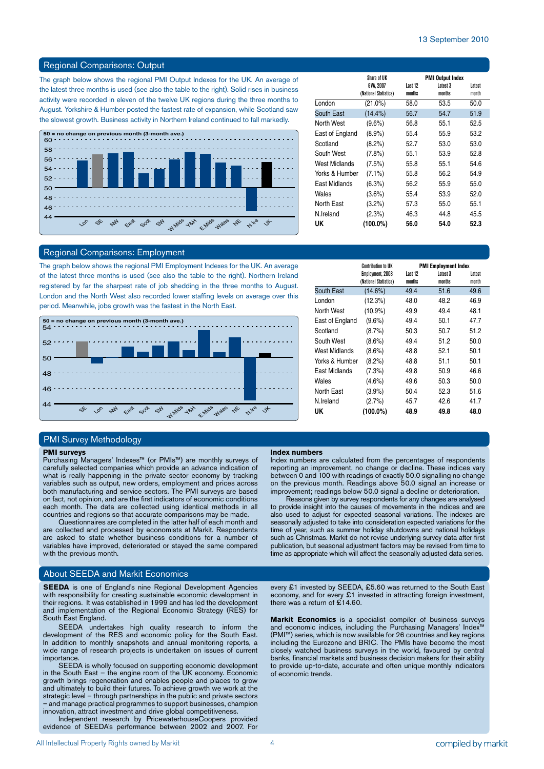13 September 2010

## Regional Comparisons: Output

The graph below shows the regional PMI Output Indexes for the UK. An average of the latest three months is used (see also the table to the right). Solid rises in business activity were recorded in eleven of the twelve UK regions during the three months to August. Yorkshire & Humber posted the fastest rate of expansion, while Scotland saw the slowest growth. Business activity in Northern Ireland continued to fall markedly.

50 = no change on previous month (3-month ave.)

60
58
56
54
52
50
48
46
44

Lon SE NW East Scot SW W.Mids Y&H E.Mids Wales NE N.Ire UK

| | Share of UK GVA, 2007 (National Statistics) | PMI Output Index Last 12 months | Latest 3 months | Latest month |
|---|---|---|---|---|
| London | (21.0%) | 58.0 | 53.5 | 50.0 |
| South East | (14.4%) | 56.7 | 54.7 | 51.9 |
| North West | (9.6%) | 56.8 | 55.1 | 52.5 |
| East of England | (8.9%) | 55.4 | 55.9 | 53.2 |
| Scotland | (8.2%) | 52.7 | 53.0 | 53.0 |
| South West | (7.8%) | 55.1 | 53.9 | 52.8 |
| West Midlands | (7.5%) | 55.8 | 55.1 | 54.6 |
| Yorks & Humber | (7.1%) | 55.8 | 56.2 | 54.9 |
| East Midlands | (6.3%) | 56.2 | 55.9 | 55.0 |
| Wales | (3.6%) | 55.4 | 53.9 | 52.0 |
| North East | (3.2%) | 57.3 | 55.0 | 55.1 |
| N.Ireland | (2.3%) | 46.3 | 44.8 | 45.5 |
| **UK** | **(100.0%)** | **56.0** | **54.0** | **52.3** |

## Regional Comparisons: Employment

The graph below shows the regional PMI Employment Indexes for the UK. An average of the latest three months is used (see also the table to the right). Northern Ireland registered by far the sharpest rate of job shedding in the three months to August. London and the North West also recorded lower staffing levels on average over this period. Meanwhile, jobs growth was the fastest in the North East.

50 = no change on previous month (3-month ave.)

54
52
50
48
46
44

SE Lon NW East Scot SW W.Mids Y&H E.Mids Wales NE N.Ire UK

| | Contribution to UK Employment, 2008 (National Statistics) | PMI Employment Index Last 12 months | Latest 3 months | Latest month |
|---|---|---|---|---|
| South East | (14.6%) | 49.4 | 51.6 | 49.6 |
| London | (12.3%) | 48.0 | 48.2 | 46.9 |
| North West | (10.9%) | 49.9 | 49.4 | 48.1 |
| East of England | (9.6%) | 49.4 | 50.1 | 47.7 |
| Scotland | (8.7%) | 50.3 | 50.7 | 51.2 |
| South West | (8.6%) | 49.4 | 51.2 | 50.0 |
| West Midlands | (8.6%) | 48.8 | 52.1 | 50.1 |
| Yorks & Humber | (8.2%) | 48.8 | 51.1 | 50.1 |
| East Midlands | (7.3%) | 49.8 | 50.9 | 46.6 |
| Wales | (4.6%) | 49.6 | 50.3 | 50.0 |
| North East | (3.9%) | 50.4 | 52.3 | 51.6 |
| N.Ireland | (2.7%) | 45.7 | 42.6 | 41.7 |
| **UK** | **(100.0%)** | **48.9** | **49.8** | **48.0** |

## PMI Survey Methodology

**PMI surveys**

Purchasing Managers' Indexes™ (or PMIs™) are monthly surveys of carefully selected companies which provide an advance indication of what is really happening in the private sector economy by tracking variables such as output, new orders, employment and prices across both manufacturing and service sectors. The PMI surveys are based on fact, not opinion, and are the first indicators of economic conditions each month. The data are collected using identical methods in all countries and regions so that accurate comparisons may be made.

Questionnaires are completed in the latter half of each month and are collected and processed by economists at Markit. Respondents are asked to state whether business conditions for a number of variables have improved, deteriorated or stayed the same compared with the previous month.

**Index numbers**

Index numbers are calculated from the percentages of respondents reporting an improvement, no change or decline. These indices vary between 0 and 100 with readings of exactly 50.0 signalling no change on the previous month. Readings above 50.0 signal an increase or improvement; readings below 50.0 signal a decline or deterioration.

Reasons given by survey respondents for any changes are analysed to provide insight into the causes of movements in the indices and are also used to adjust for expected seasonal variations. The indexes are seasonally adjusted to take into consideration expected variations for the time of year, such as summer holiday shutdowns and national holidays such as Christmas. Markit do not revise underlying survey data after first publication, but seasonal adjustment factors may be revised from time to time as appropriate which will affect the seasonally adjusted data series.

## About SEEDA and Markit Economics

**SEEDA** is one of England's nine Regional Development Agencies with responsibility for creating sustainable economic development in their regions. It was established in 1999 and has led the development and implementation of the Regional Economic Strategy (RES) for South East England.

SEEDA undertakes high quality research to inform the development of the RES and economic policy for the South East. In addition to monthly snapshots and annual monitoring reports, a wide range of research projects is undertaken on issues of current importance.

SEEDA is wholly focused on supporting economic development in the South East – the engine room of the UK economy. Economic growth brings regeneration and enables people and places to grow and ultimately to build their futures. To achieve growth we work at the strategic level – through partnerships in the public and private sectors – and manage practical programmes to support businesses, champion innovation, attract investment and drive global competitiveness.

Independent research by PricewaterhouseCoopers provided evidence of SEEDA's performance between 2002 and 2007. For every £1 invested by SEEDA, £5.60 was returned to the South East economy, and for every £1 invested in attracting foreign investment, there was a return of £14.60.

**Markit Economics** is a specialist compiler of business surveys and economic indices, including the Purchasing Managers' Index™ (PMI™) series, which is now available for 26 countries and key regions including the Eurozone and BRIC. The PMIs have become the most closely watched business surveys in the world, favoured by central banks, financial markets and business decision makers for their ability to provide up-to-date, accurate and often unique monthly indicators of economic trends.

All Intellectual Property Rights owned by Markit

compiled by markit